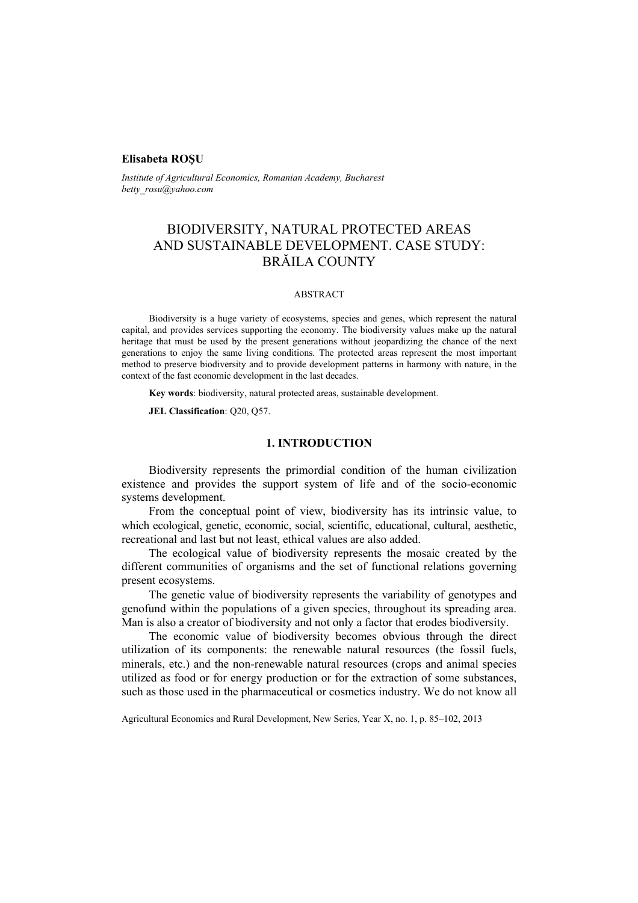**Elisabeta ROȘU**

*Institute of Agricultural Economics, Romanian Academy, Bucharest*
*betty_rosu@yahoo.com*

# BIODIVERSITY, NATURAL PROTECTED AREAS AND SUSTAINABLE DEVELOPMENT. CASE STUDY: BRĂILA COUNTY

ABSTRACT

Biodiversity is a huge variety of ecosystems, species and genes, which represent the natural capital, and provides services supporting the economy. The biodiversity values make up the natural heritage that must be used by the present generations without jeopardizing the chance of the next generations to enjoy the same living conditions. The protected areas represent the most important method to preserve biodiversity and to provide development patterns in harmony with nature, in the context of the fast economic development in the last decades.

**Key words**: biodiversity, natural protected areas, sustainable development.

**JEL Classification**: Q20, Q57.

## 1. INTRODUCTION

Biodiversity represents the primordial condition of the human civilization existence and provides the support system of life and of the socio-economic systems development.

From the conceptual point of view, biodiversity has its intrinsic value, to which ecological, genetic, economic, social, scientific, educational, cultural, aesthetic, recreational and last but not least, ethical values are also added.

The ecological value of biodiversity represents the mosaic created by the different communities of organisms and the set of functional relations governing present ecosystems.

The genetic value of biodiversity represents the variability of genotypes and genofund within the populations of a given species, throughout its spreading area. Man is also a creator of biodiversity and not only a factor that erodes biodiversity.

The economic value of biodiversity becomes obvious through the direct utilization of its components: the renewable natural resources (the fossil fuels, minerals, etc.) and the non-renewable natural resources (crops and animal species utilized as food or for energy production or for the extraction of some substances, such as those used in the pharmaceutical or cosmetics industry. We do not know all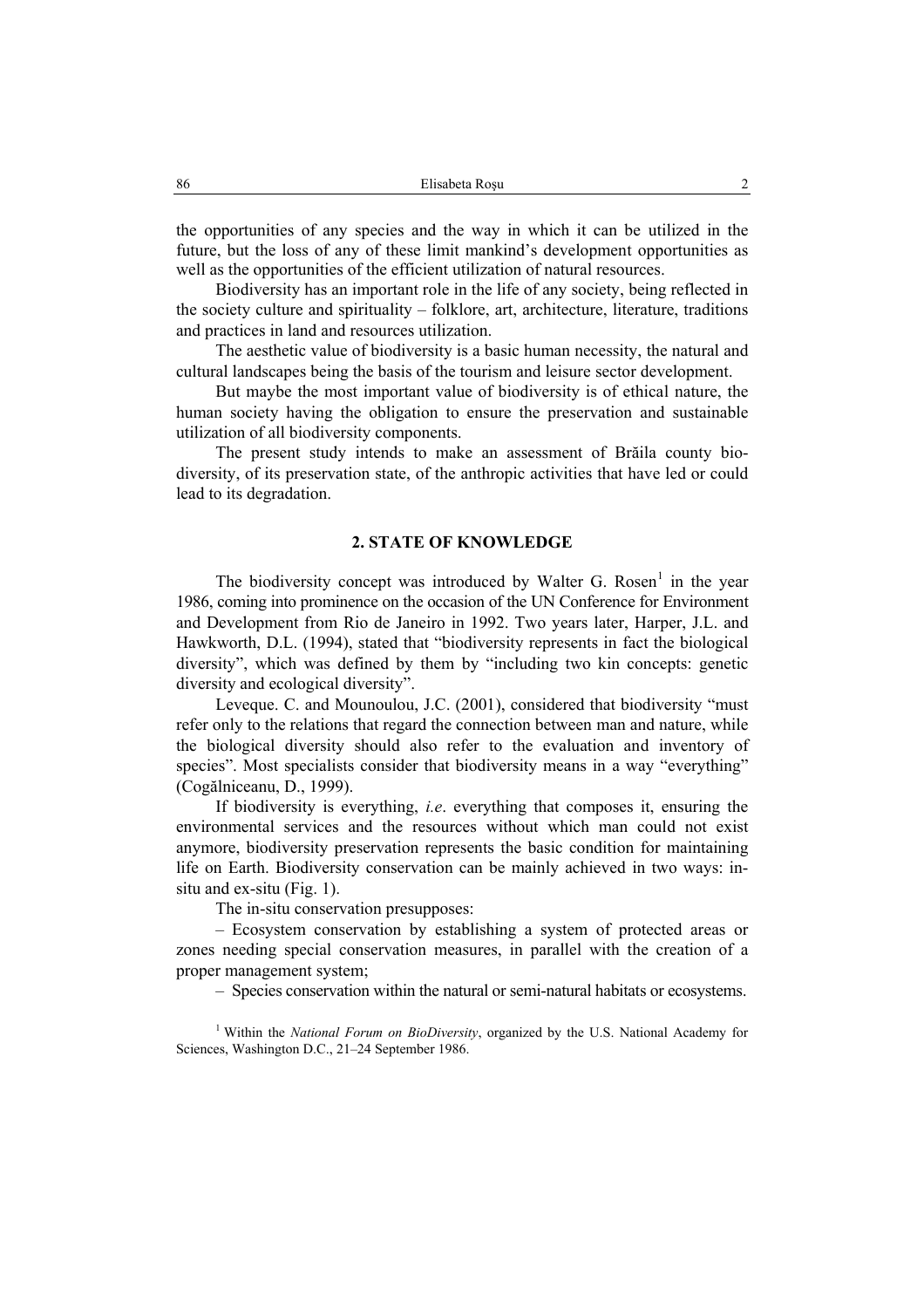the opportunities of any species and the way in which it can be utilized in the future, but the loss of any of these limit mankind's development opportunities as well as the opportunities of the efficient utilization of natural resources.

Biodiversity has an important role in the life of any society, being reflected in the society culture and spirituality – folklore, art, architecture, literature, traditions and practices in land and resources utilization.

The aesthetic value of biodiversity is a basic human necessity, the natural and cultural landscapes being the basis of the tourism and leisure sector development.

But maybe the most important value of biodiversity is of ethical nature, the human society having the obligation to ensure the preservation and sustainable utilization of all biodiversity components.

The present study intends to make an assessment of Brăila county biodiversity, of its preservation state, of the anthropic activities that have led or could lead to its degradation.

## 2. STATE OF KNOWLEDGE

The biodiversity concept was introduced by Walter G. Rosen[1] in the year 1986, coming into prominence on the occasion of the UN Conference for Environment and Development from Rio de Janeiro in 1992. Two years later, Harper, J.L. and Hawkworth, D.L. (1994), stated that "biodiversity represents in fact the biological diversity", which was defined by them by "including two kin concepts: genetic diversity and ecological diversity".

Leveque. C. and Mounoulou, J.C. (2001), considered that biodiversity "must refer only to the relations that regard the connection between man and nature, while the biological diversity should also refer to the evaluation and inventory of species". Most specialists consider that biodiversity means in a way "everything" (Cogălniceanu, D., 1999).

If biodiversity is everything, *i.e*. everything that composes it, ensuring the environmental services and the resources without which man could not exist anymore, biodiversity preservation represents the basic condition for maintaining life on Earth. Biodiversity conservation can be mainly achieved in two ways: in-situ and ex-situ (Fig. 1).

The in-situ conservation presupposes:

– Ecosystem conservation by establishing a system of protected areas or zones needing special conservation measures, in parallel with the creation of a proper management system;

– Species conservation within the natural or semi-natural habitats or ecosystems.

[1] Within the *National Forum on BioDiversity*, organized by the U.S. National Academy for Sciences, Washington D.C., 21–24 September 1986.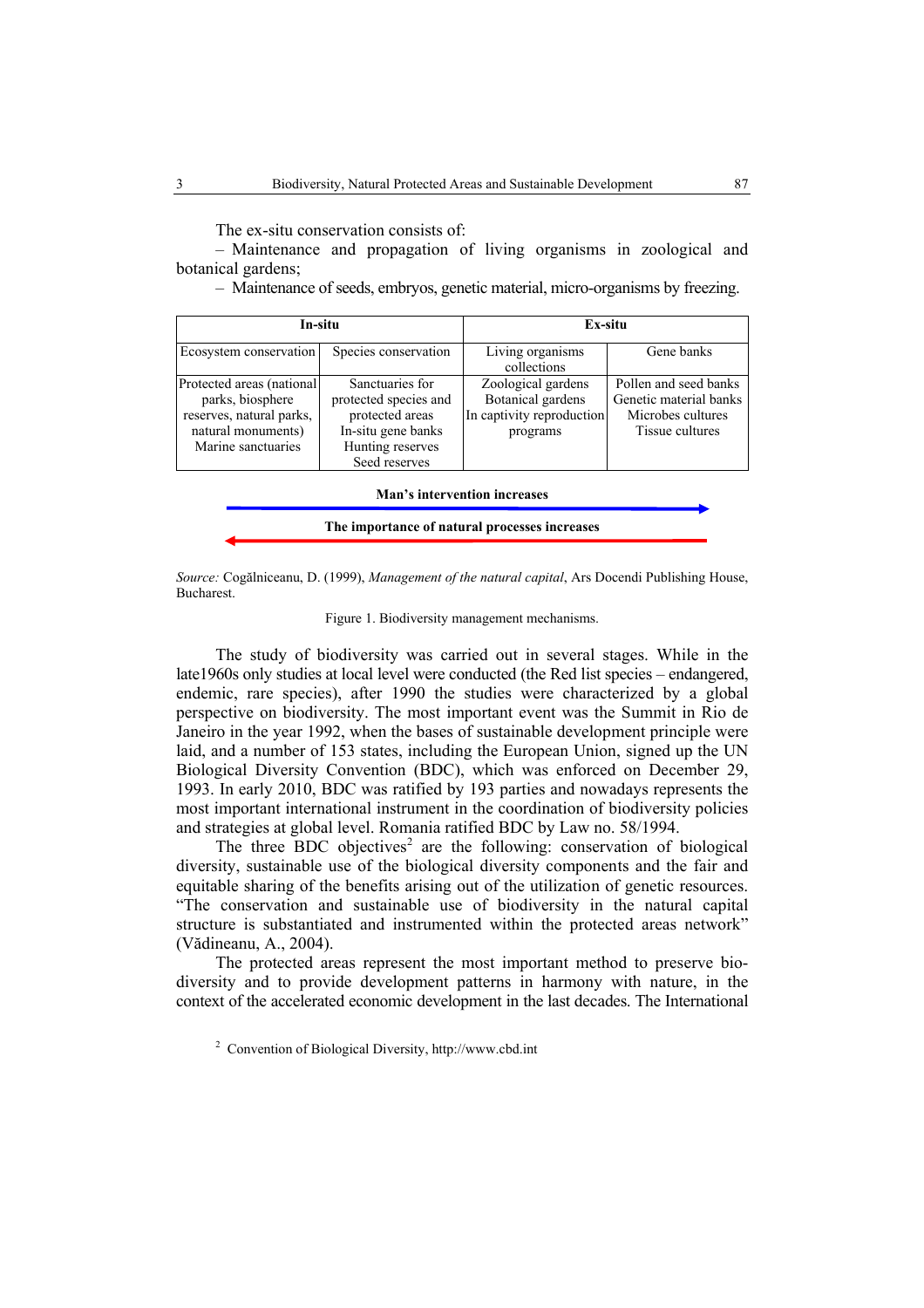The ex-situ conservation consists of:

– Maintenance and propagation of living organisms in zoological and botanical gardens;

– Maintenance of seeds, embryos, genetic material, micro-organisms by freezing.

| In-situ | | Ex-situ | |
|---|---|---|---|
| Ecosystem conservation | Species conservation | Living organisms collections | Gene banks |
| Protected areas (national parks, biosphere reserves, natural parks, natural monuments) Marine sanctuaries | Sanctuaries for protected species and protected areas In-situ gene banks Hunting reserves Seed reserves | Zoological gardens Botanical gardens In captivity reproduction programs | Pollen and seed banks Genetic material banks Microbes cultures Tissue cultures |

**Man's intervention increases** →

← **The importance of natural processes increases**

*Source:* Cogălniceanu, D. (1999), *Management of the natural capital*, Ars Docendi Publishing House, Bucharest.

Figure 1. Biodiversity management mechanisms.

The study of biodiversity was carried out in several stages. While in the late1960s only studies at local level were conducted (the Red list species – endangered, endemic, rare species), after 1990 the studies were characterized by a global perspective on biodiversity. The most important event was the Summit in Rio de Janeiro in the year 1992, when the bases of sustainable development principle were laid, and a number of 153 states, including the European Union, signed up the UN Biological Diversity Convention (BDC), which was enforced on December 29, 1993. In early 2010, BDC was ratified by 193 parties and nowadays represents the most important international instrument in the coordination of biodiversity policies and strategies at global level. Romania ratified BDC by Law no. 58/1994.

The three BDC objectives[2] are the following: conservation of biological diversity, sustainable use of the biological diversity components and the fair and equitable sharing of the benefits arising out of the utilization of genetic resources. "The conservation and sustainable use of biodiversity in the natural capital structure is substantiated and instrumented within the protected areas network" (Vădineanu, A., 2004).

The protected areas represent the most important method to preserve bio-diversity and to provide development patterns in harmony with nature, in the context of the accelerated economic development in the last decades. The International

[2] Convention of Biological Diversity, http://www.cbd.int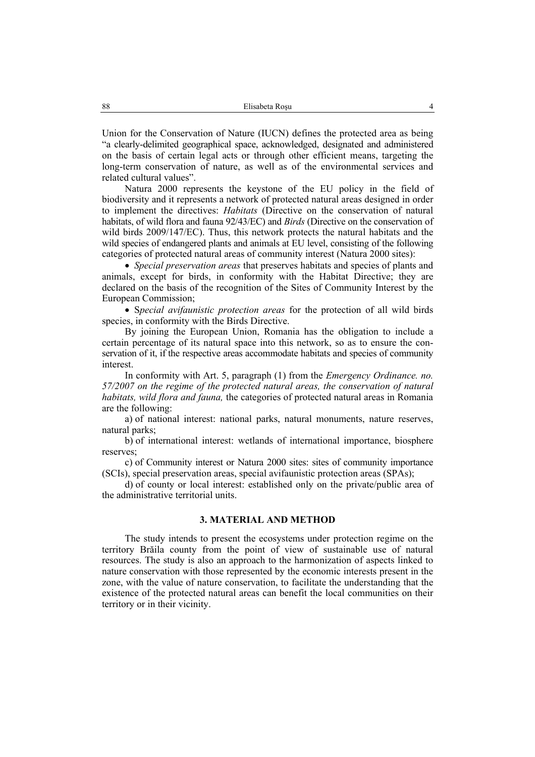Union for the Conservation of Nature (IUCN) defines the protected area as being "a clearly-delimited geographical space, acknowledged, designated and administered on the basis of certain legal acts or through other efficient means, targeting the long-term conservation of nature, as well as of the environmental services and related cultural values".

Natura 2000 represents the keystone of the EU policy in the field of biodiversity and it represents a network of protected natural areas designed in order to implement the directives: *Habitats* (Directive on the conservation of natural habitats, of wild flora and fauna 92/43/EC) and *Birds* (Directive on the conservation of wild birds 2009/147/EC). Thus, this network protects the natural habitats and the wild species of endangered plants and animals at EU level, consisting of the following categories of protected natural areas of community interest (Natura 2000 sites):

- *Special preservation areas* that preserves habitats and species of plants and animals, except for birds, in conformity with the Habitat Directive; they are declared on the basis of the recognition of the Sites of Community Interest by the European Commission;
- S*pecial avifaunistic protection areas* for the protection of all wild birds species, in conformity with the Birds Directive.

By joining the European Union, Romania has the obligation to include a certain percentage of its natural space into this network, so as to ensure the conservation of it, if the respective areas accommodate habitats and species of community interest.

In conformity with Art. 5, paragraph (1) from the *Emergency Ordinance. no. 57/2007 on the regime of the protected natural areas, the conservation of natural habitats, wild flora and fauna,* the categories of protected natural areas in Romania are the following:

a) of national interest: national parks, natural monuments, nature reserves, natural parks;

b) of international interest: wetlands of international importance, biosphere reserves;

c) of Community interest or Natura 2000 sites: sites of community importance (SCIs), special preservation areas, special avifaunistic protection areas (SPAs);

d) of county or local interest: established only on the private/public area of the administrative territorial units.

## 3. MATERIAL AND METHOD

The study intends to present the ecosystems under protection regime on the territory Brăila county from the point of view of sustainable use of natural resources. The study is also an approach to the harmonization of aspects linked to nature conservation with those represented by the economic interests present in the zone, with the value of nature conservation, to facilitate the understanding that the existence of the protected natural areas can benefit the local communities on their territory or in their vicinity.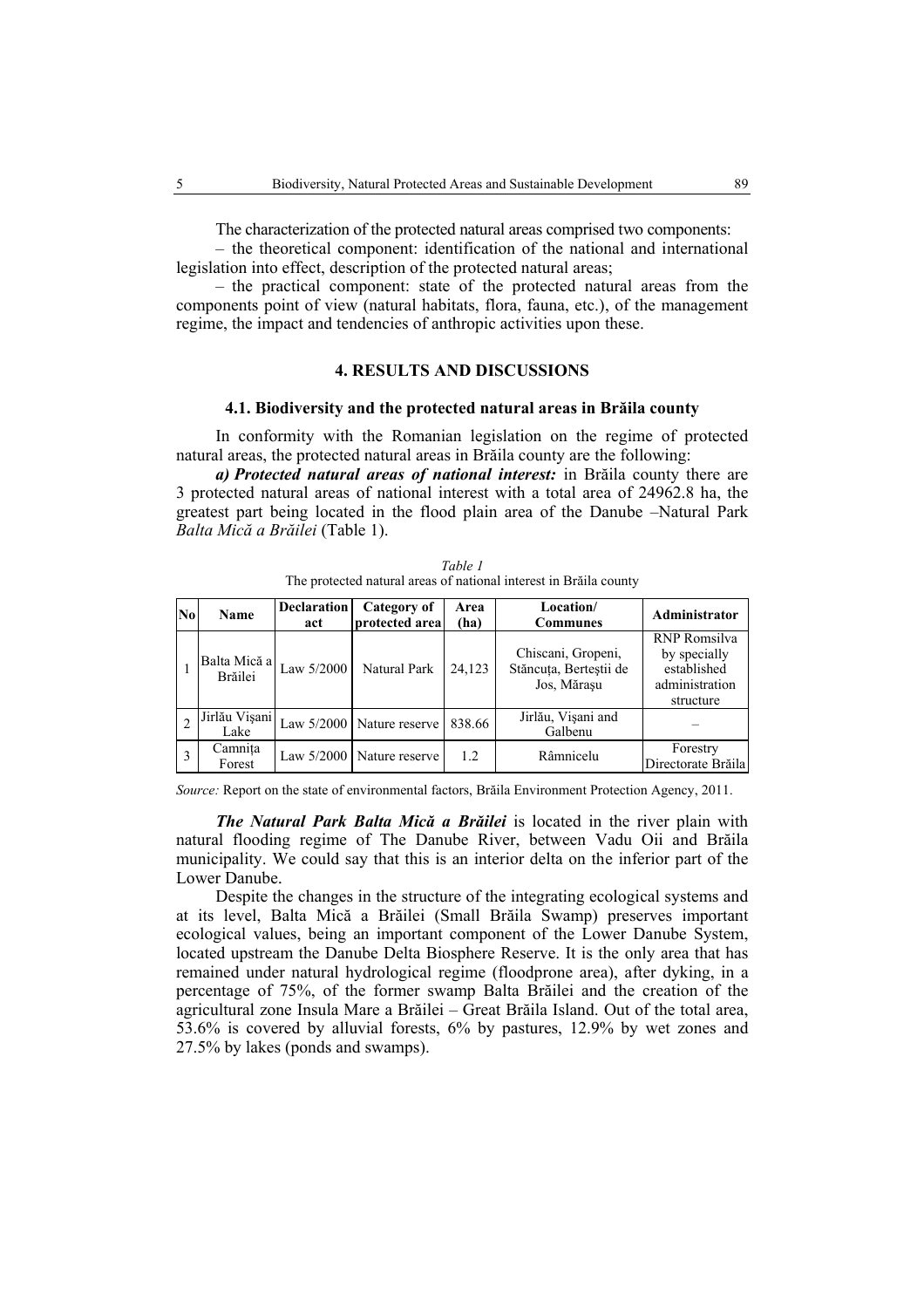The characterization of the protected natural areas comprised two components:

– the theoretical component: identification of the national and international legislation into effect, description of the protected natural areas;

– the practical component: state of the protected natural areas from the components point of view (natural habitats, flora, fauna, etc.), of the management regime, the impact and tendencies of anthropic activities upon these.

## 4. RESULTS AND DISCUSSIONS

### 4.1. Biodiversity and the protected natural areas in Brăila county

In conformity with the Romanian legislation on the regime of protected natural areas, the protected natural areas in Brăila county are the following:

***a) Protected natural areas of national interest:*** in Brăila county there are 3 protected natural areas of national interest with a total area of 24962.8 ha, the greatest part being located in the flood plain area of the Danube –Natural Park *Balta Mică a Brăilei* (Table 1).

*Table 1*

The protected natural areas of national interest in Brăila county

| No | Name | Declaration act | Category of protected area | Area (ha) | Location/ Communes | Administrator |
|---|---|---|---|---|---|---|
| 1 | Balta Mică a Brăilei | Law 5/2000 | Natural Park | 24,123 | Chiscani, Gropeni, Stăncuța, Berteștii de Jos, Mărașu | RNP Romsilva by specially established administration structure |
| 2 | Jirlău Vișani Lake | Law 5/2000 | Nature reserve | 838.66 | Jirlău, Vișani and Galbenu | – |
| 3 | Camnița Forest | Law 5/2000 | Nature reserve | 1.2 | Râmnicelu | Forestry Directorate Brăila |

*Source:* Report on the state of environmental factors, Brăila Environment Protection Agency, 2011.

***The Natural Park Balta Mică a Brăilei*** is located in the river plain with natural flooding regime of The Danube River, between Vadu Oii and Brăila municipality. We could say that this is an interior delta on the inferior part of the Lower Danube.

Despite the changes in the structure of the integrating ecological systems and at its level, Balta Mică a Brăilei (Small Brăila Swamp) preserves important ecological values, being an important component of the Lower Danube System, located upstream the Danube Delta Biosphere Reserve. It is the only area that has remained under natural hydrological regime (floodprone area), after dyking, in a percentage of 75%, of the former swamp Balta Brăilei and the creation of the agricultural zone Insula Mare a Brăilei – Great Brăila Island. Out of the total area, 53.6% is covered by alluvial forests, 6% by pastures, 12.9% by wet zones and 27.5% by lakes (ponds and swamps).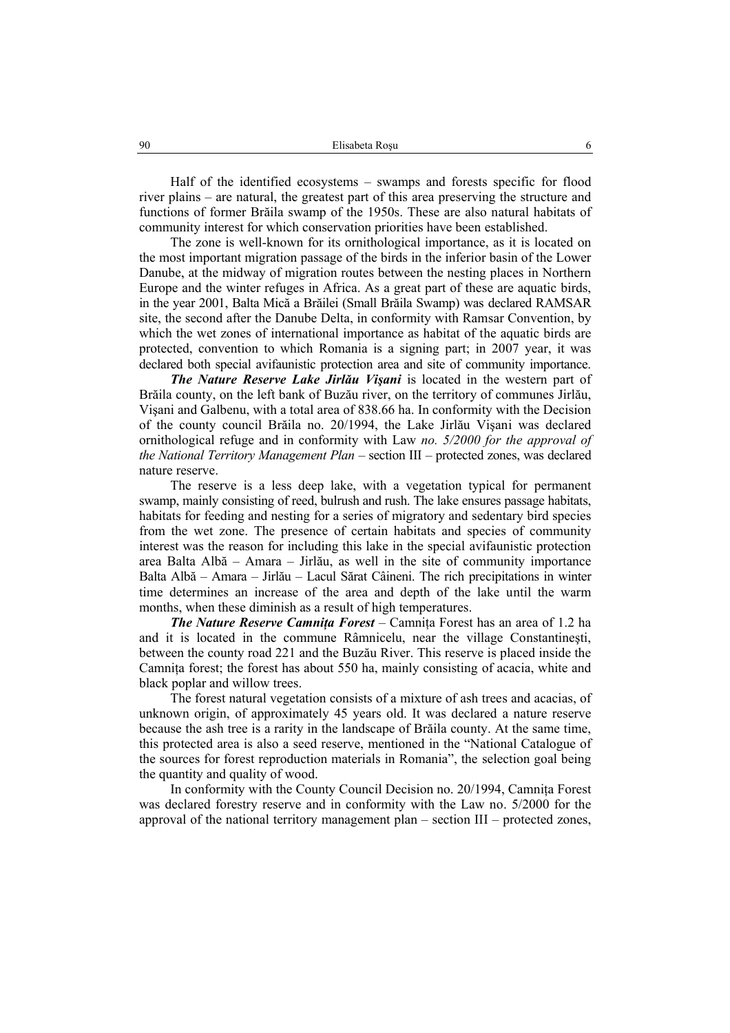Half of the identified ecosystems – swamps and forests specific for flood river plains – are natural, the greatest part of this area preserving the structure and functions of former Brăila swamp of the 1950s. These are also natural habitats of community interest for which conservation priorities have been established.

The zone is well-known for its ornithological importance, as it is located on the most important migration passage of the birds in the inferior basin of the Lower Danube, at the midway of migration routes between the nesting places in Northern Europe and the winter refuges in Africa. As a great part of these are aquatic birds, in the year 2001, Balta Mică a Brăilei (Small Brăila Swamp) was declared RAMSAR site, the second after the Danube Delta, in conformity with Ramsar Convention, by which the wet zones of international importance as habitat of the aquatic birds are protected, convention to which Romania is a signing part; in 2007 year, it was declared both special avifaunistic protection area and site of community importance.

***The Nature Reserve Lake Jirlău Vişani*** is located in the western part of Brăila county, on the left bank of Buzău river, on the territory of communes Jirlău, Vişani and Galbenu, with a total area of 838.66 ha. In conformity with the Decision of the county council Brăila no. 20/1994, the Lake Jirlău Vişani was declared ornithological refuge and in conformity with Law *no. 5/2000 for the approval of the National Territory Management Plan* – section III – protected zones, was declared nature reserve.

The reserve is a less deep lake, with a vegetation typical for permanent swamp, mainly consisting of reed, bulrush and rush. The lake ensures passage habitats, habitats for feeding and nesting for a series of migratory and sedentary bird species from the wet zone. The presence of certain habitats and species of community interest was the reason for including this lake in the special avifaunistic protection area Balta Albă – Amara – Jirlău, as well in the site of community importance Balta Albă – Amara – Jirlău – Lacul Sărat Câineni. The rich precipitations in winter time determines an increase of the area and depth of the lake until the warm months, when these diminish as a result of high temperatures.

***The Nature Reserve Camniţa Forest*** – Camniţa Forest has an area of 1.2 ha and it is located in the commune Râmnicelu, near the village Constantineşti, between the county road 221 and the Buzău River. This reserve is placed inside the Camniţa forest; the forest has about 550 ha, mainly consisting of acacia, white and black poplar and willow trees.

The forest natural vegetation consists of a mixture of ash trees and acacias, of unknown origin, of approximately 45 years old. It was declared a nature reserve because the ash tree is a rarity in the landscape of Brăila county. At the same time, this protected area is also a seed reserve, mentioned in the "National Catalogue of the sources for forest reproduction materials in Romania", the selection goal being the quantity and quality of wood.

In conformity with the County Council Decision no. 20/1994, Camniţa Forest was declared forestry reserve and in conformity with the Law no. 5/2000 for the approval of the national territory management plan – section III – protected zones,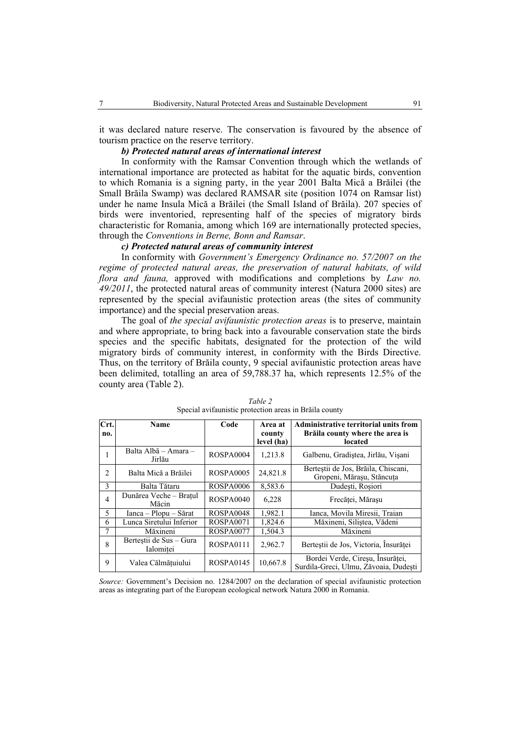it was declared nature reserve. The conservation is favoured by the absence of tourism practice on the reserve territory.

***b) Protected natural areas of international interest***

In conformity with the Ramsar Convention through which the wetlands of international importance are protected as habitat for the aquatic birds, convention to which Romania is a signing party, in the year 2001 Balta Mică a Brăilei (the Small Brăila Swamp) was declared RAMSAR site (position 1074 on Ramsar list) under he name Insula Mică a Brăilei (the Small Island of Brăila). 207 species of birds were inventoried, representing half of the species of migratory birds characteristic for Romania, among which 169 are internationally protected species, through the *Conventions in Berne, Bonn and Ramsar*.

***c) Protected natural areas of community interest***

In conformity with *Government's Emergency Ordinance no. 57/2007 on the regime of protected natural areas, the preservation of natural habitats, of wild flora and fauna,* approved with modifications and completions by *Law no. 49/2011*, the protected natural areas of community interest (Natura 2000 sites) are represented by the special avifaunistic protection areas (the sites of community importance) and the special preservation areas.

The goal of *the special avifaunistic protection areas* is to preserve, maintain and where appropriate, to bring back into a favourable conservation state the birds species and the specific habitats, designated for the protection of the wild migratory birds of community interest, in conformity with the Birds Directive. Thus, on the territory of Brăila county, 9 special avifaunistic protection areas have been delimited, totalling an area of 59,788.37 ha, which represents 12.5% of the county area (Table 2).

*Table 2*
Special avifaunistic protection areas in Brăila county

| Crt. no. | Name | Code | Area at county level (ha) | Administrative territorial units from Brăila county where the area is located |
|---|---|---|---|---|
| 1 | Balta Albă – Amara – Jirlău | ROSPA0004 | 1,213.8 | Galbenu, Gradiștea, Jirlău, Vișani |
| 2 | Balta Mică a Brăilei | ROSPA0005 | 24,821.8 | Berteștii de Jos, Brăila, Chiscani, Gropeni, Mărașu, Stăncuța |
| 3 | Balta Tătaru | ROSPA0006 | 8,583.6 | Dudești, Roșiori |
| 4 | Dunărea Veche – Brațul Măcin | ROSPA0040 | 6,228 | Frecăței, Mărașu |
| 5 | Ianca – Plopu – Sărat | ROSPA0048 | 1,982.1 | Ianca, Movila Miresii, Traian |
| 6 | Lunca Siretului Inferior | ROSPA0071 | 1,824.6 | Măxineni, Siliștea, Vădeni |
| 7 | Măxineni | ROSPA0077 | 1,504.3 | Măxineni |
| 8 | Berteștii de Sus – Gura Ialomiței | ROSPA0111 | 2,962.7 | Berteștii de Jos, Victoria, Însurăței |
| 9 | Valea Călmățuiului | ROSPA0145 | 10,667.8 | Bordei Verde, Cireșu, Însurăței, Surdila-Greci, Ulmu, Zăvoaia, Dudești |

*Source:* Government's Decision no. 1284/2007 on the declaration of special avifaunistic protection areas as integrating part of the European ecological network Natura 2000 in Romania.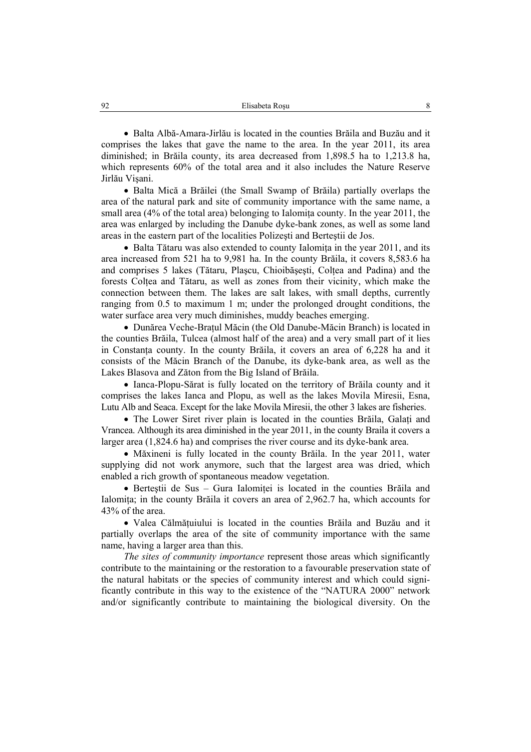- Balta Albă-Amara-Jirlău is located in the counties Brăila and Buzău and it comprises the lakes that gave the name to the area. In the year 2011, its area diminished; in Brăila county, its area decreased from 1,898.5 ha to 1,213.8 ha, which represents 60% of the total area and it also includes the Nature Reserve Jirlău Vişani.
- Balta Mică a Brăilei (the Small Swamp of Brăila) partially overlaps the area of the natural park and site of community importance with the same name, a small area (4% of the total area) belonging to Ialomiţa county. In the year 2011, the area was enlarged by including the Danube dyke-bank zones, as well as some land areas in the eastern part of the localities Polizeşti and Berteştii de Jos.
- Balta Tătaru was also extended to county Ialomiţa in the year 2011, and its area increased from 521 ha to 9,981 ha. In the county Brăila, it covers 8,583.6 ha and comprises 5 lakes (Tătaru, Plaşcu, Chioibăşeşti, Colţea and Padina) and the forests Colţea and Tătaru, as well as zones from their vicinity, which make the connection between them. The lakes are salt lakes, with small depths, currently ranging from 0.5 to maximum 1 m; under the prolonged drought conditions, the water surface area very much diminishes, muddy beaches emerging.
- Dunărea Veche-Braţul Măcin (the Old Danube-Măcin Branch) is located in the counties Brăila, Tulcea (almost half of the area) and a very small part of it lies in Constanţa county. In the county Brăila, it covers an area of 6,228 ha and it consists of the Măcin Branch of the Danube, its dyke-bank area, as well as the Lakes Blasova and Zăton from the Big Island of Brăila.
- Ianca-Plopu-Sărat is fully located on the territory of Brăila county and it comprises the lakes Ianca and Plopu, as well as the lakes Movila Miresii, Esna, Lutu Alb and Seaca. Except for the lake Movila Miresii, the other 3 lakes are fisheries.
- The Lower Siret river plain is located in the counties Brăila, Galaţi and Vrancea. Although its area diminished in the year 2011, in the county Braila it covers a larger area (1,824.6 ha) and comprises the river course and its dyke-bank area.
- Măxineni is fully located in the county Brăila. In the year 2011, water supplying did not work anymore, such that the largest area was dried, which enabled a rich growth of spontaneous meadow vegetation.
- Berteştii de Sus – Gura Ialomiţei is located in the counties Brăila and Ialomiţa; in the county Brăila it covers an area of 2,962.7 ha, which accounts for 43% of the area.
- Valea Călmăţuiului is located in the counties Brăila and Buzău and it partially overlaps the area of the site of community importance with the same name, having a larger area than this.

*The sites of community importance* represent those areas which significantly contribute to the maintaining or the restoration to a favourable preservation state of the natural habitats or the species of community interest and which could significantly contribute in this way to the existence of the "NATURA 2000" network and/or significantly contribute to maintaining the biological diversity. On the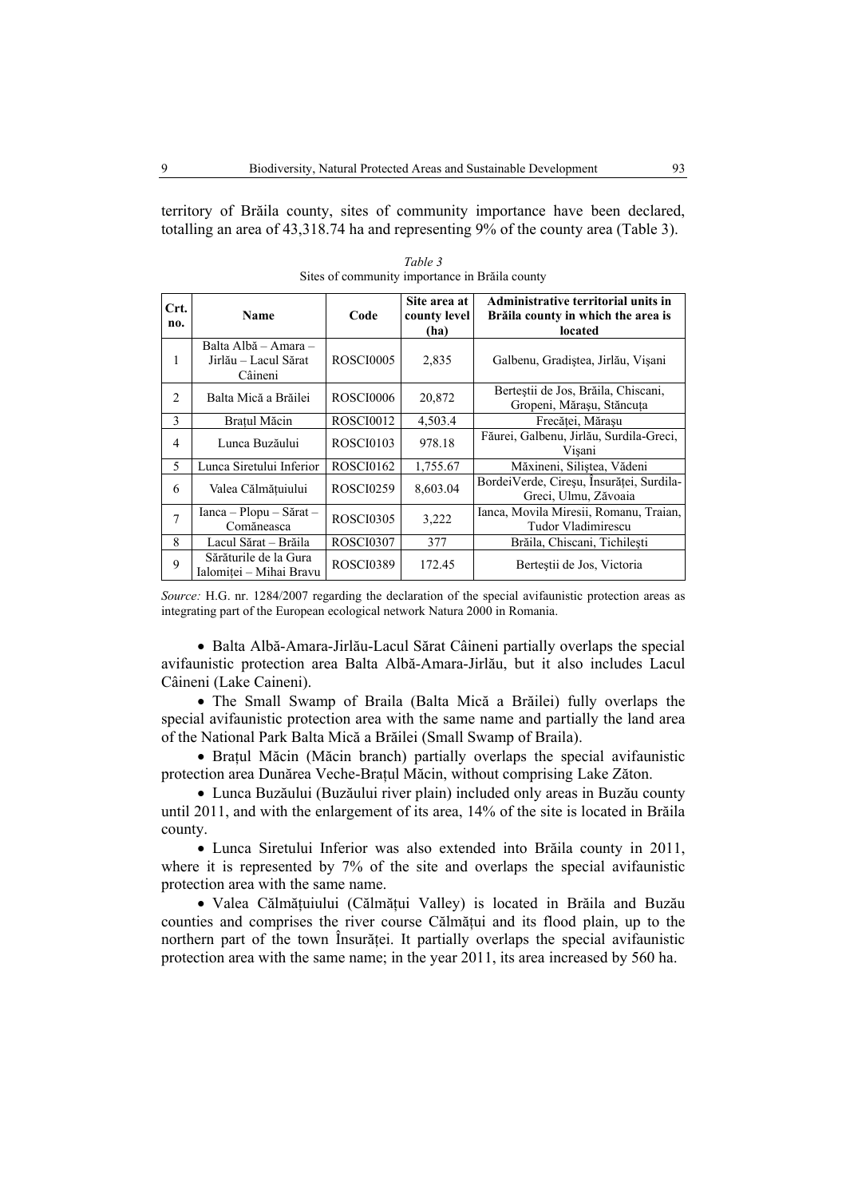territory of Brăila county, sites of community importance have been declared, totalling an area of 43,318.74 ha and representing 9% of the county area (Table 3).

*Table 3*
Sites of community importance in Brăila county

| Crt. no. | Name | Code | Site area at county level (ha) | Administrative territorial units in Brăila county in which the area is located |
|---|---|---|---|---|
| 1 | Balta Albă – Amara – Jirlău – Lacul Sărat Câineni | ROSCI0005 | 2,835 | Galbenu, Gradiștea, Jirlău, Vișani |
| 2 | Balta Mică a Brăilei | ROSCI0006 | 20,872 | Berteștii de Jos, Brăila, Chiscani, Gropeni, Mărașu, Stăncuța |
| 3 | Brațul Măcin | ROSCI0012 | 4,503.4 | Frecăței, Mărașu |
| 4 | Lunca Buzăului | ROSCI0103 | 978.18 | Făurei, Galbenu, Jirlău, Surdila-Greci, Vișani |
| 5 | Lunca Siretului Inferior | ROSCI0162 | 1,755.67 | Măxineni, Siliștea, Vădeni |
| 6 | Valea Călmățuiului | ROSCI0259 | 8,603.04 | BordeiVerde, Cireșu, Însurăței, Surdila-Greci, Ulmu, Zăvoaia |
| 7 | Ianca – Plopu – Sărat – Comăneasca | ROSCI0305 | 3,222 | Ianca, Movila Miresii, Romanu, Traian, Tudor Vladimirescu |
| 8 | Lacul Sărat – Brăila | ROSCI0307 | 377 | Brăila, Chiscani, Tichilești |
| 9 | Sărăturile de la Gura Ialomiței – Mihai Bravu | ROSCI0389 | 172.45 | Berteștii de Jos, Victoria |

*Source:* H.G. nr. 1284/2007 regarding the declaration of the special avifaunistic protection areas as integrating part of the European ecological network Natura 2000 in Romania.

- Balta Albă-Amara-Jirlău-Lacul Sărat Câineni partially overlaps the special avifaunistic protection area Balta Albă-Amara-Jirlău, but it also includes Lacul Câineni (Lake Caineni).
- The Small Swamp of Braila (Balta Mică a Brăilei) fully overlaps the special avifaunistic protection area with the same name and partially the land area of the National Park Balta Mică a Brăilei (Small Swamp of Braila).
- Brațul Măcin (Măcin branch) partially overlaps the special avifaunistic protection area Dunărea Veche-Brațul Măcin, without comprising Lake Zăton.
- Lunca Buzăului (Buzăului river plain) included only areas in Buzău county until 2011, and with the enlargement of its area, 14% of the site is located in Brăila county.
- Lunca Siretului Inferior was also extended into Brăila county in 2011, where it is represented by 7% of the site and overlaps the special avifaunistic protection area with the same name.
- Valea Călmățuiului (Călmățui Valley) is located in Brăila and Buzău counties and comprises the river course Călmățui and its flood plain, up to the northern part of the town Însurăței. It partially overlaps the special avifaunistic protection area with the same name; in the year 2011, its area increased by 560 ha.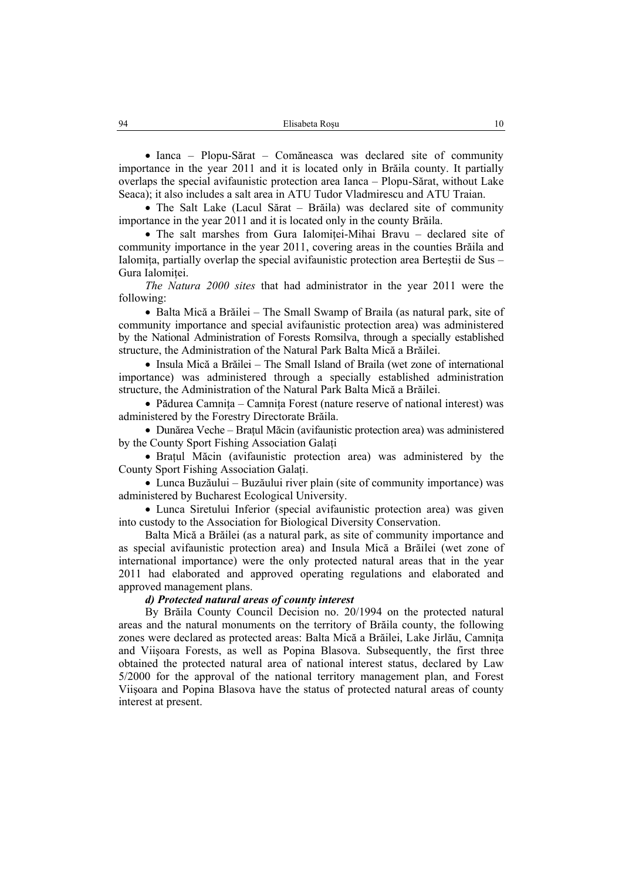- Ianca – Plopu-Sărat – Comăneasca was declared site of community importance in the year 2011 and it is located only in Brăila county. It partially overlaps the special avifaunistic protection area Ianca – Plopu-Sărat, without Lake Seaca); it also includes a salt area in ATU Tudor Vladmirescu and ATU Traian.
- The Salt Lake (Lacul Sărat – Brăila) was declared site of community importance in the year 2011 and it is located only in the county Brăila.
- The salt marshes from Gura Ialomiței-Mihai Bravu – declared site of community importance in the year 2011, covering areas in the counties Brăila and Ialomița, partially overlap the special avifaunistic protection area Berteştii de Sus – Gura Ialomiței.

*The Natura 2000 sites* that had administrator in the year 2011 were the following:

- Balta Mică a Brăilei – The Small Swamp of Braila (as natural park, site of community importance and special avifaunistic protection area) was administered by the National Administration of Forests Romsilva, through a specially established structure, the Administration of the Natural Park Balta Mică a Brăilei.
- Insula Mică a Brăilei – The Small Island of Braila (wet zone of international importance) was administered through a specially established administration structure, the Administration of the Natural Park Balta Mică a Brăilei.
- Pădurea Camnița – Camnița Forest (nature reserve of national interest) was administered by the Forestry Directorate Brăila.
- Dunărea Veche – Brațul Măcin (avifaunistic protection area) was administered by the County Sport Fishing Association Galați
- Brațul Măcin (avifaunistic protection area) was administered by the County Sport Fishing Association Galați.
- Lunca Buzăului – Buzăului river plain (site of community importance) was administered by Bucharest Ecological University.
- Lunca Siretului Inferior (special avifaunistic protection area) was given into custody to the Association for Biological Diversity Conservation.

Balta Mică a Brăilei (as a natural park, as site of community importance and as special avifaunistic protection area) and Insula Mică a Brăilei (wet zone of international importance) were the only protected natural areas that in the year 2011 had elaborated and approved operating regulations and elaborated and approved management plans.

***d) Protected natural areas of county interest***

By Brăila County Council Decision no. 20/1994 on the protected natural areas and the natural monuments on the territory of Brăila county, the following zones were declared as protected areas: Balta Mică a Brăilei, Lake Jirlău, Camnița and Viişoara Forests, as well as Popina Blasova. Subsequently, the first three obtained the protected natural area of national interest status, declared by Law 5/2000 for the approval of the national territory management plan, and Forest Viişoara and Popina Blasova have the status of protected natural areas of county interest at present.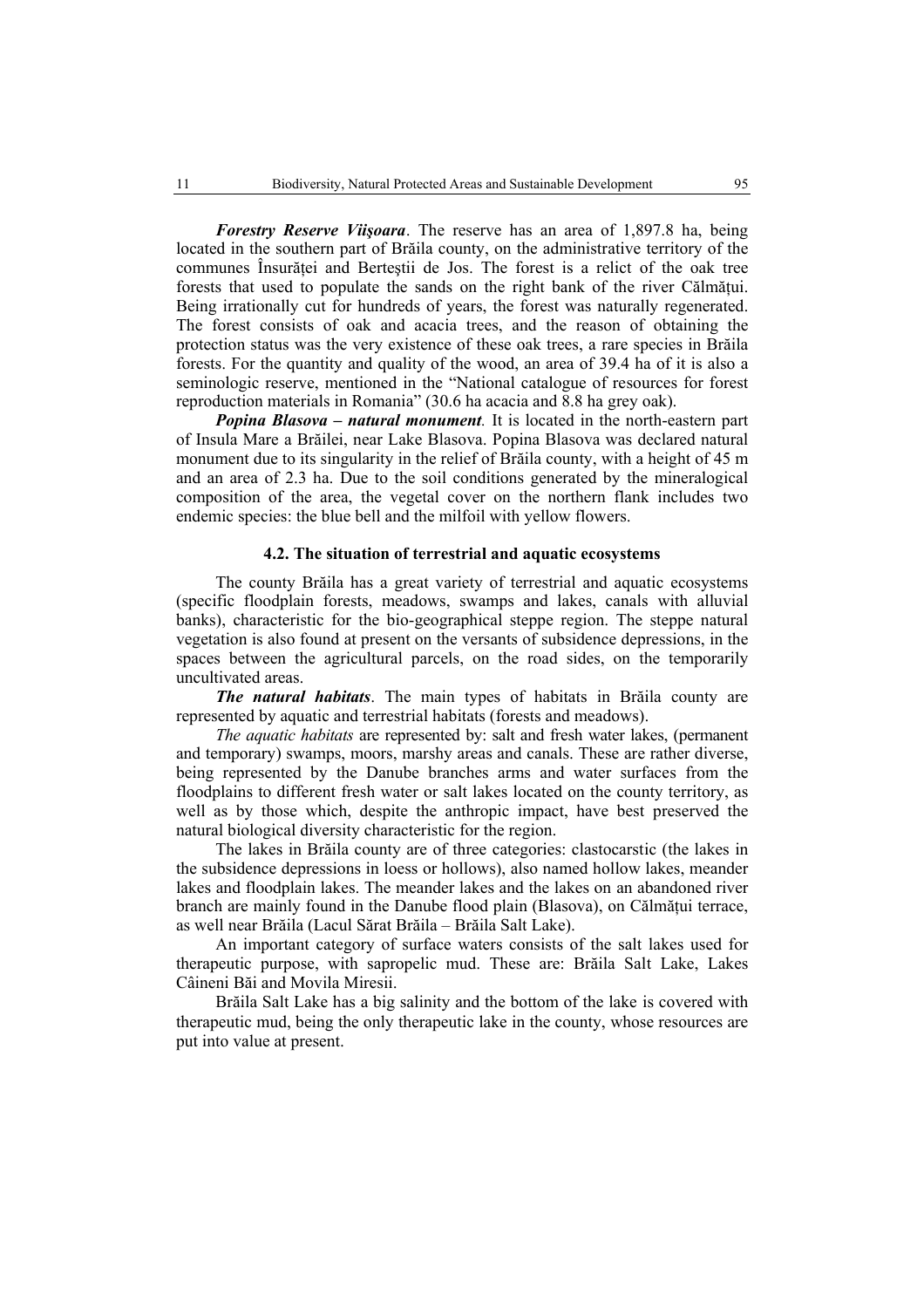***Forestry Reserve Viişoara***. The reserve has an area of 1,897.8 ha, being located in the southern part of Brăila county, on the administrative territory of the communes Însurăței and Berteştii de Jos. The forest is a relict of the oak tree forests that used to populate the sands on the right bank of the river Călmățui. Being irrationally cut for hundreds of years, the forest was naturally regenerated. The forest consists of oak and acacia trees, and the reason of obtaining the protection status was the very existence of these oak trees, a rare species in Brăila forests. For the quantity and quality of the wood, an area of 39.4 ha of it is also a seminologic reserve, mentioned in the "National catalogue of resources for forest reproduction materials in Romania" (30.6 ha acacia and 8.8 ha grey oak).

***Popina Blasova – natural monument***. It is located in the north-eastern part of Insula Mare a Brăilei, near Lake Blasova. Popina Blasova was declared natural monument due to its singularity in the relief of Brăila county, with a height of 45 m and an area of 2.3 ha. Due to the soil conditions generated by the mineralogical composition of the area, the vegetal cover on the northern flank includes two endemic species: the blue bell and the milfoil with yellow flowers.

### 4.2. The situation of terrestrial and aquatic ecosystems

The county Brăila has a great variety of terrestrial and aquatic ecosystems (specific floodplain forests, meadows, swamps and lakes, canals with alluvial banks), characteristic for the bio-geographical steppe region. The steppe natural vegetation is also found at present on the versants of subsidence depressions, in the spaces between the agricultural parcels, on the road sides, on the temporarily uncultivated areas.

***The natural habitats***. The main types of habitats in Brăila county are represented by aquatic and terrestrial habitats (forests and meadows).

*The aquatic habitats* are represented by: salt and fresh water lakes, (permanent and temporary) swamps, moors, marshy areas and canals. These are rather diverse, being represented by the Danube branches arms and water surfaces from the floodplains to different fresh water or salt lakes located on the county territory, as well as by those which, despite the anthropic impact, have best preserved the natural biological diversity characteristic for the region.

The lakes in Brăila county are of three categories: clastocarstic (the lakes in the subsidence depressions in loess or hollows), also named hollow lakes, meander lakes and floodplain lakes. The meander lakes and the lakes on an abandoned river branch are mainly found in the Danube flood plain (Blasova), on Călmățui terrace, as well near Brăila (Lacul Sărat Brăila – Brăila Salt Lake).

An important category of surface waters consists of the salt lakes used for therapeutic purpose, with sapropelic mud. These are: Brăila Salt Lake, Lakes Câineni Băi and Movila Miresii.

Brăila Salt Lake has a big salinity and the bottom of the lake is covered with therapeutic mud, being the only therapeutic lake in the county, whose resources are put into value at present.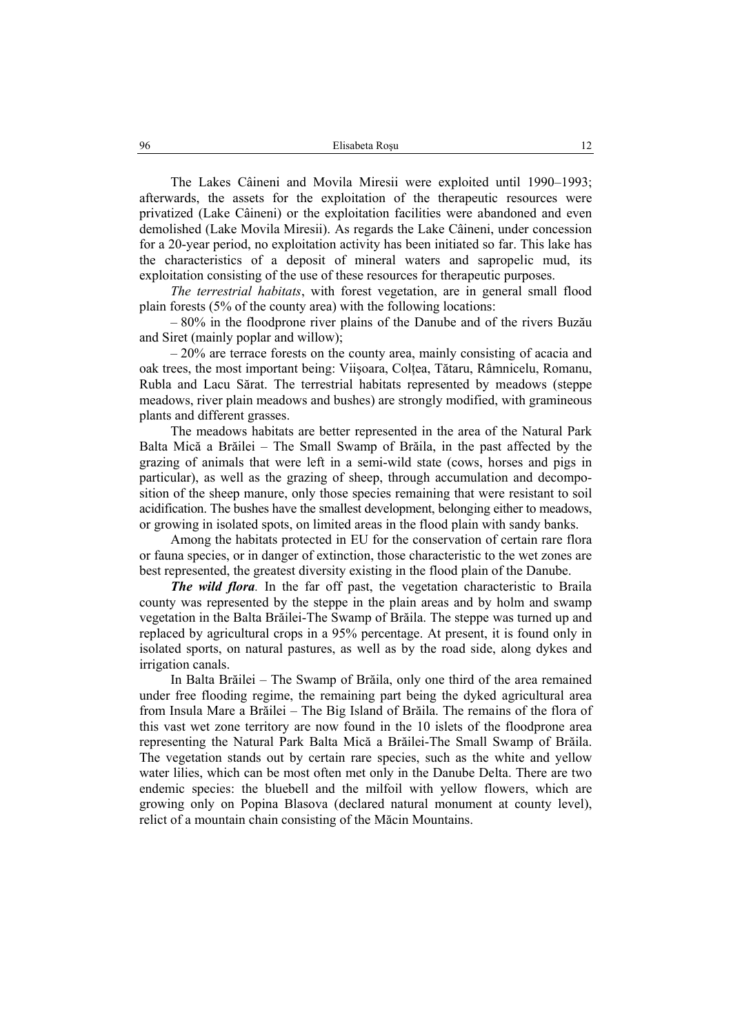The Lakes Câineni and Movila Miresii were exploited until 1990–1993; afterwards, the assets for the exploitation of the therapeutic resources were privatized (Lake Câineni) or the exploitation facilities were abandoned and even demolished (Lake Movila Miresii). As regards the Lake Câineni, under concession for a 20-year period, no exploitation activity has been initiated so far. This lake has the characteristics of a deposit of mineral waters and sapropelic mud, its exploitation consisting of the use of these resources for therapeutic purposes.

*The terrestrial habitats*, with forest vegetation, are in general small flood plain forests (5% of the county area) with the following locations:

– 80% in the floodprone river plains of the Danube and of the rivers Buzău and Siret (mainly poplar and willow);

– 20% are terrace forests on the county area, mainly consisting of acacia and oak trees, the most important being: Viişoara, Colţea, Tătaru, Râmnicelu, Romanu, Rubla and Lacu Sărat. The terrestrial habitats represented by meadows (steppe meadows, river plain meadows and bushes) are strongly modified, with gramineous plants and different grasses.

The meadows habitats are better represented in the area of the Natural Park Balta Mică a Brăilei – The Small Swamp of Brăila, in the past affected by the grazing of animals that were left in a semi-wild state (cows, horses and pigs in particular), as well as the grazing of sheep, through accumulation and decomposition of the sheep manure, only those species remaining that were resistant to soil acidification. The bushes have the smallest development, belonging either to meadows, or growing in isolated spots, on limited areas in the flood plain with sandy banks.

Among the habitats protected in EU for the conservation of certain rare flora or fauna species, or in danger of extinction, those characteristic to the wet zones are best represented, the greatest diversity existing in the flood plain of the Danube.

***The wild flora****.* In the far off past, the vegetation characteristic to Braila county was represented by the steppe in the plain areas and by holm and swamp vegetation in the Balta Brăilei-The Swamp of Brăila. The steppe was turned up and replaced by agricultural crops in a 95% percentage. At present, it is found only in isolated sports, on natural pastures, as well as by the road side, along dykes and irrigation canals.

In Balta Brăilei – The Swamp of Brăila, only one third of the area remained under free flooding regime, the remaining part being the dyked agricultural area from Insula Mare a Brăilei – The Big Island of Brăila. The remains of the flora of this vast wet zone territory are now found in the 10 islets of the floodprone area representing the Natural Park Balta Mică a Brăilei-The Small Swamp of Brăila. The vegetation stands out by certain rare species, such as the white and yellow water lilies, which can be most often met only in the Danube Delta. There are two endemic species: the bluebell and the milfoil with yellow flowers, which are growing only on Popina Blasova (declared natural monument at county level), relict of a mountain chain consisting of the Măcin Mountains.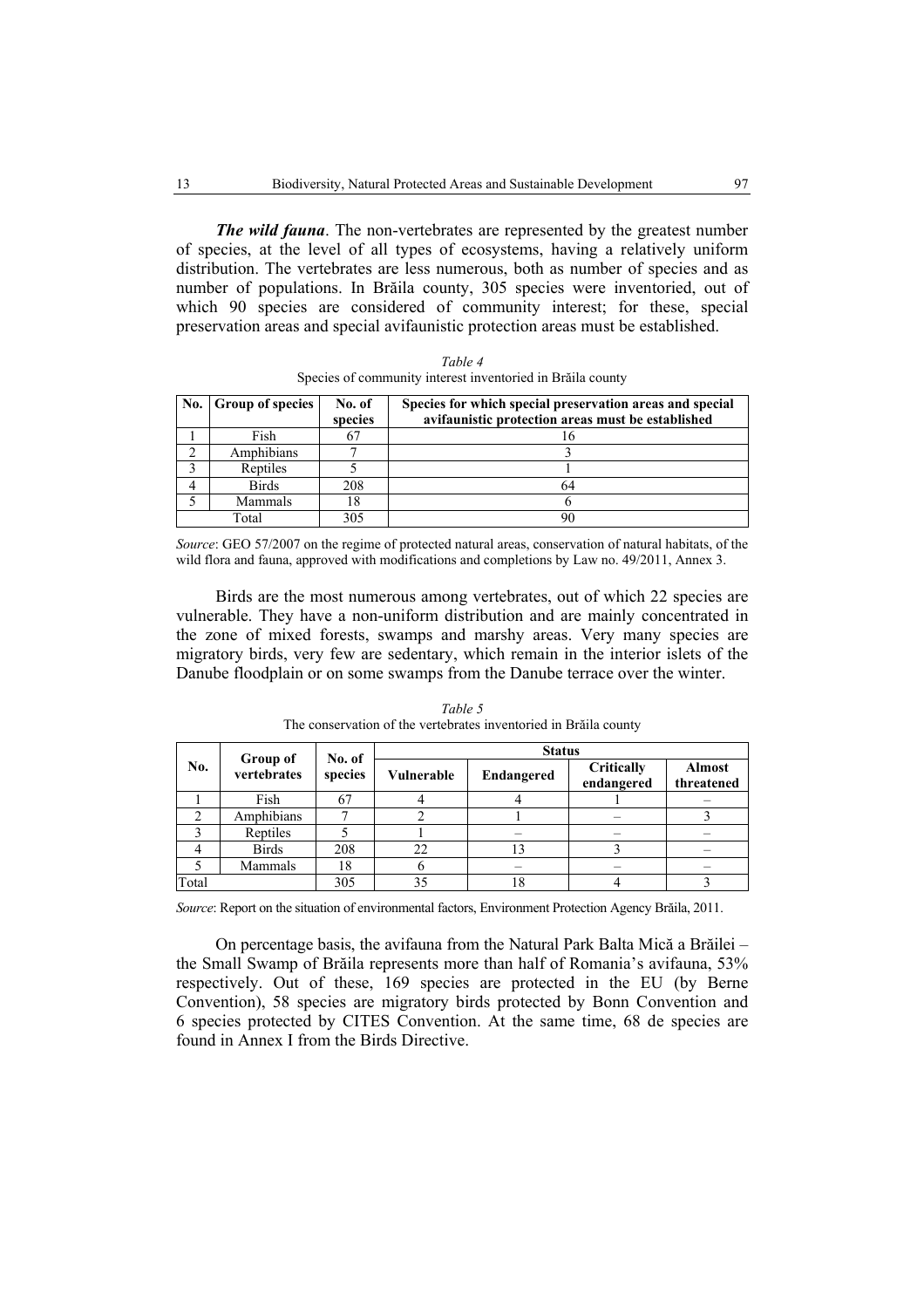***The wild fauna***. The non-vertebrates are represented by the greatest number of species, at the level of all types of ecosystems, having a relatively uniform distribution. The vertebrates are less numerous, both as number of species and as number of populations. In Brăila county, 305 species were inventoried, out of which 90 species are considered of community interest; for these, special preservation areas and special avifaunistic protection areas must be established.

*Table 4*

Species of community interest inventoried in Brăila county

| No. | Group of species | No. of species | Species for which special preservation areas and special avifaunistic protection areas must be established |
|---|---|---|---|
| 1 | Fish | 67 | 16 |
| 2 | Amphibians | 7 | 3 |
| 3 | Reptiles | 5 | 1 |
| 4 | Birds | 208 | 64 |
| 5 | Mammals | 18 | 6 |
| Total | | 305 | 90 |

*Source*: GEO 57/2007 on the regime of protected natural areas, conservation of natural habitats, of the wild flora and fauna, approved with modifications and completions by Law no. 49/2011, Annex 3.

Birds are the most numerous among vertebrates, out of which 22 species are vulnerable. They have a non-uniform distribution and are mainly concentrated in the zone of mixed forests, swamps and marshy areas. Very many species are migratory birds, very few are sedentary, which remain in the interior islets of the Danube floodplain or on some swamps from the Danube terrace over the winter.

*Table 5*

The conservation of the vertebrates inventoried in Brăila county

| No. | Group of vertebrates | No. of species | Status | | | |
|---|---|---|---|---|---|---|
| | | | Vulnerable | Endangered | Critically endangered | Almost threatened |
| 1 | Fish | 67 | 4 | 4 | 1 | – |
| 2 | Amphibians | 7 | 2 | 1 | – | 3 |
| 3 | Reptiles | 5 | 1 | – | – | – |
| 4 | Birds | 208 | 22 | 13 | 3 | – |
| 5 | Mammals | 18 | 6 | – | – | – |
| Total | | 305 | 35 | 18 | 4 | 3 |

*Source*: Report on the situation of environmental factors, Environment Protection Agency Brăila, 2011.

On percentage basis, the avifauna from the Natural Park Balta Mică a Brăilei – the Small Swamp of Brăila represents more than half of Romania's avifauna, 53% respectively. Out of these, 169 species are protected in the EU (by Berne Convention), 58 species are migratory birds protected by Bonn Convention and 6 species protected by CITES Convention. At the same time, 68 de species are found in Annex I from the Birds Directive.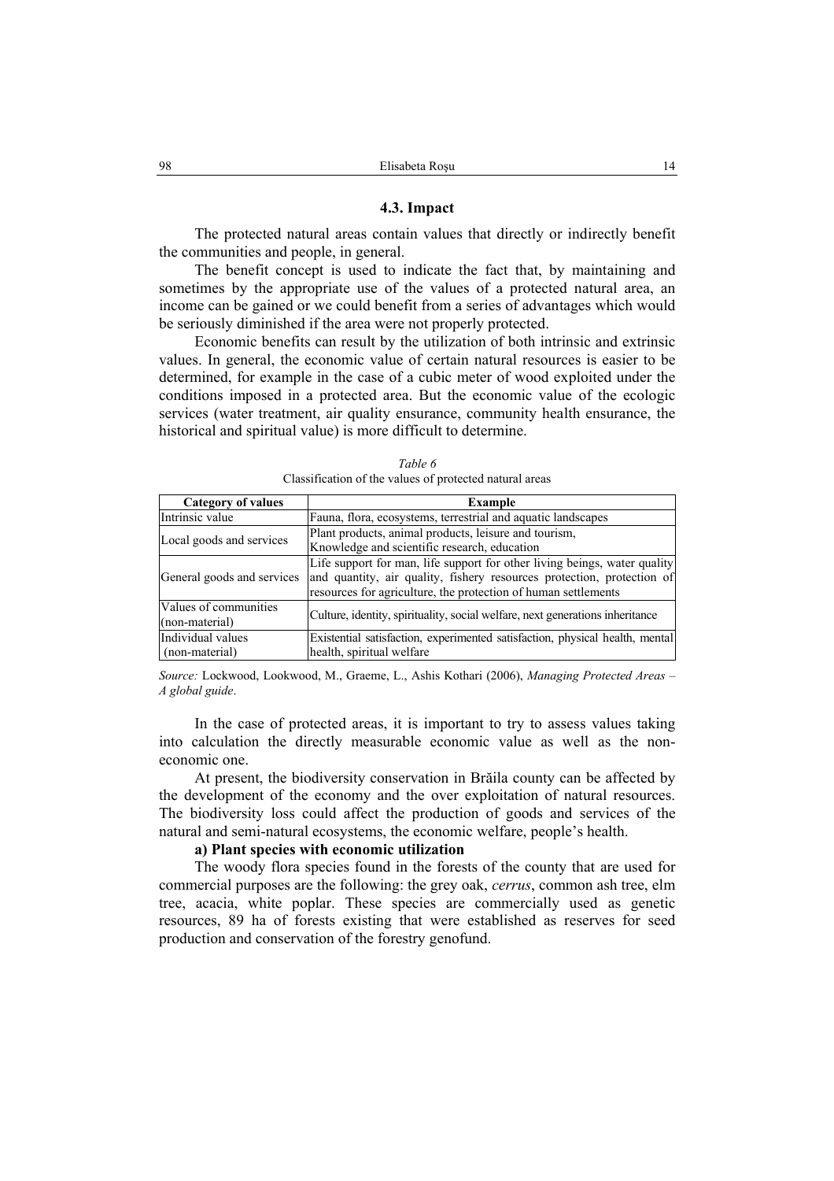### 4.3. Impact

The protected natural areas contain values that directly or indirectly benefit the communities and people, in general.

The benefit concept is used to indicate the fact that, by maintaining and sometimes by the appropriate use of the values of a protected natural area, an income can be gained or we could benefit from a series of advantages which would be seriously diminished if the area were not properly protected.

Economic benefits can result by the utilization of both intrinsic and extrinsic values. In general, the economic value of certain natural resources is easier to be determined, for example in the case of a cubic meter of wood exploited under the conditions imposed in a protected area. But the economic value of the ecologic services (water treatment, air quality ensurance, community health ensurance, the historical and spiritual value) is more difficult to determine.

*Table 6*
Classification of the values of protected natural areas

| Category of values | Example |
|---|---|
| Intrinsic value | Fauna, flora, ecosystems, terrestrial and aquatic landscapes |
| Local goods and services | Plant products, animal products, leisure and tourism, Knowledge and scientific research, education |
| General goods and services | Life support for man, life support for other living beings, water quality and quantity, air quality, fishery resources protection, protection of resources for agriculture, the protection of human settlements |
| Values of communities (non-material) | Culture, identity, spirituality, social welfare, next generations inheritance |
| Individual values (non-material) | Existential satisfaction, experimented satisfaction, physical health, mental health, spiritual welfare |

*Source:* Lockwood, Lookwood, M., Graeme, L., Ashis Kothari (2006), *Managing Protected Areas – A global guide*.

In the case of protected areas, it is important to try to assess values taking into calculation the directly measurable economic value as well as the non-economic one.

At present, the biodiversity conservation in Brăila county can be affected by the development of the economy and the over exploitation of natural resources. The biodiversity loss could affect the production of goods and services of the natural and semi-natural ecosystems, the economic welfare, people's health.

**a) Plant species with economic utilization**

The woody flora species found in the forests of the county that are used for commercial purposes are the following: the grey oak, *cerrus*, common ash tree, elm tree, acacia, white poplar. These species are commercially used as genetic resources, 89 ha of forests existing that were established as reserves for seed production and conservation of the forestry genofund.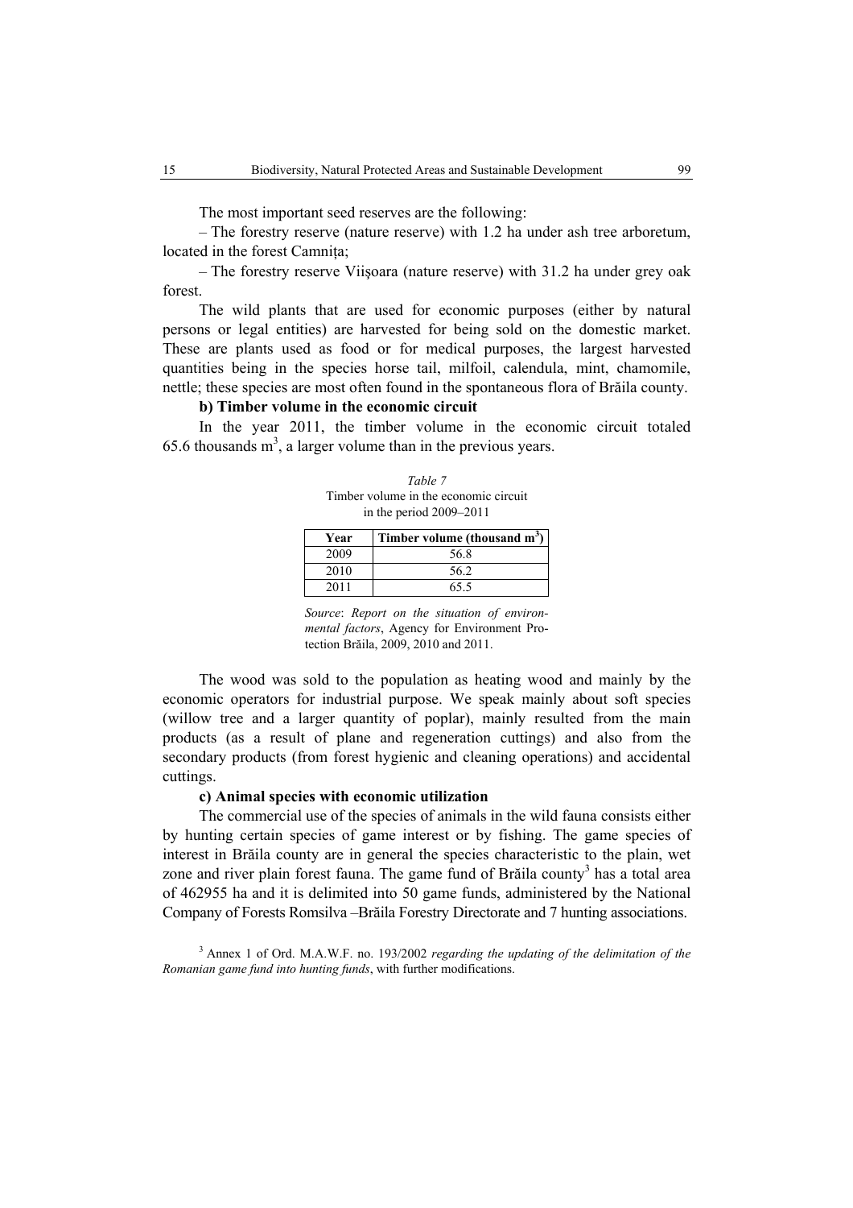The most important seed reserves are the following:

– The forestry reserve (nature reserve) with 1.2 ha under ash tree arboretum, located in the forest Camnița;

– The forestry reserve Viişoara (nature reserve) with 31.2 ha under grey oak forest.

The wild plants that are used for economic purposes (either by natural persons or legal entities) are harvested for being sold on the domestic market. These are plants used as food or for medical purposes, the largest harvested quantities being in the species horse tail, milfoil, calendula, mint, chamomile, nettle; these species are most often found in the spontaneous flora of Brăila county.

**b) Timber volume in the economic circuit**

In the year 2011, the timber volume in the economic circuit totaled 65.6 thousands $m^3$, a larger volume than in the previous years.

*Table 7*
Timber volume in the economic circuit in the period 2009–2011

| Year | Timber volume (thousand $m^3$) |
|---|---|
| 2009 | 56.8 |
| 2010 | 56.2 |
| 2011 | 65.5 |

*Source*: *Report on the situation of environmental factors*, Agency for Environment Protection Brăila, 2009, 2010 and 2011.

The wood was sold to the population as heating wood and mainly by the economic operators for industrial purpose. We speak mainly about soft species (willow tree and a larger quantity of poplar), mainly resulted from the main products (as a result of plane and regeneration cuttings) and also from the secondary products (from forest hygienic and cleaning operations) and accidental cuttings.

**c) Animal species with economic utilization**

The commercial use of the species of animals in the wild fauna consists either by hunting certain species of game interest or by fishing. The game species of interest in Brăila county are in general the species characteristic to the plain, wet zone and river plain forest fauna. The game fund of Brăila county[3] has a total area of 462955 ha and it is delimited into 50 game funds, administered by the National Company of Forests Romsilva –Brăila Forestry Directorate and 7 hunting associations.

[3] Annex 1 of Ord. M.A.W.F. no. 193/2002 *regarding the updating of the delimitation of the Romanian game fund into hunting funds*, with further modifications.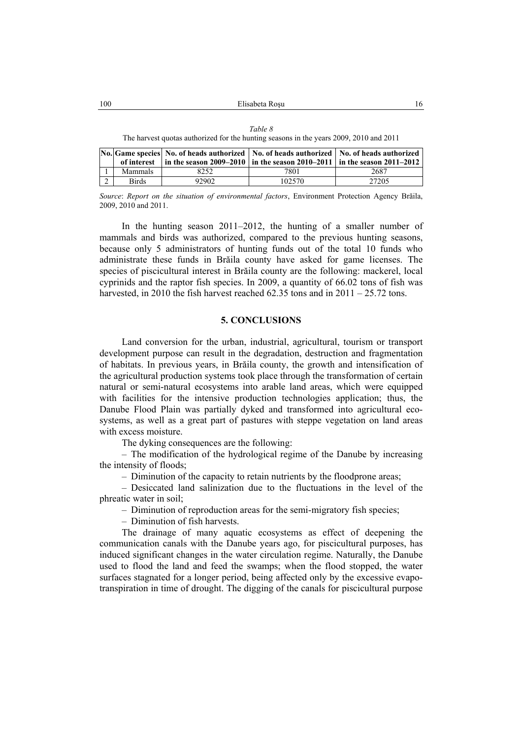*Table 8*

The harvest quotas authorized for the hunting seasons in the years 2009, 2010 and 2011

| No. | Game species of interest | No. of heads authorized in the season 2009–2010 | No. of heads authorized in the season 2010–2011 | No. of heads authorized in the season 2011–2012 |
|---|---|---|---|---|
| 1 | Mammals | 8252 | 7801 | 2687 |
| 2 | Birds | 92902 | 102570 | 27205 |

*Source*: *Report on the situation of environmental factors*, Environment Protection Agency Brăila, 2009, 2010 and 2011.

In the hunting season 2011–2012, the hunting of a smaller number of mammals and birds was authorized, compared to the previous hunting seasons, because only 5 administrators of hunting funds out of the total 10 funds who administrate these funds in Brăila county have asked for game licenses. The species of piscicultural interest in Brăila county are the following: mackerel, local cyprinids and the raptor fish species. In 2009, a quantity of 66.02 tons of fish was harvested, in 2010 the fish harvest reached 62.35 tons and in 2011 – 25.72 tons.

## 5. CONCLUSIONS

Land conversion for the urban, industrial, agricultural, tourism or transport development purpose can result in the degradation, destruction and fragmentation of habitats. In previous years, in Brăila county, the growth and intensification of the agricultural production systems took place through the transformation of certain natural or semi-natural ecosystems into arable land areas, which were equipped with facilities for the intensive production technologies application; thus, the Danube Flood Plain was partially dyked and transformed into agricultural ecosystems, as well as a great part of pastures with steppe vegetation on land areas with excess moisture.

The dyking consequences are the following:

– The modification of the hydrological regime of the Danube by increasing the intensity of floods;

– Diminution of the capacity to retain nutrients by the floodprone areas;

– Desiccated land salinization due to the fluctuations in the level of the phreatic water in soil;

– Diminution of reproduction areas for the semi-migratory fish species;

– Diminution of fish harvests.

The drainage of many aquatic ecosystems as effect of deepening the communication canals with the Danube years ago, for piscicultural purposes, has induced significant changes in the water circulation regime. Naturally, the Danube used to flood the land and feed the swamps; when the flood stopped, the water surfaces stagnated for a longer period, being affected only by the excessive evapo-transpiration in time of drought. The digging of the canals for piscicultural purpose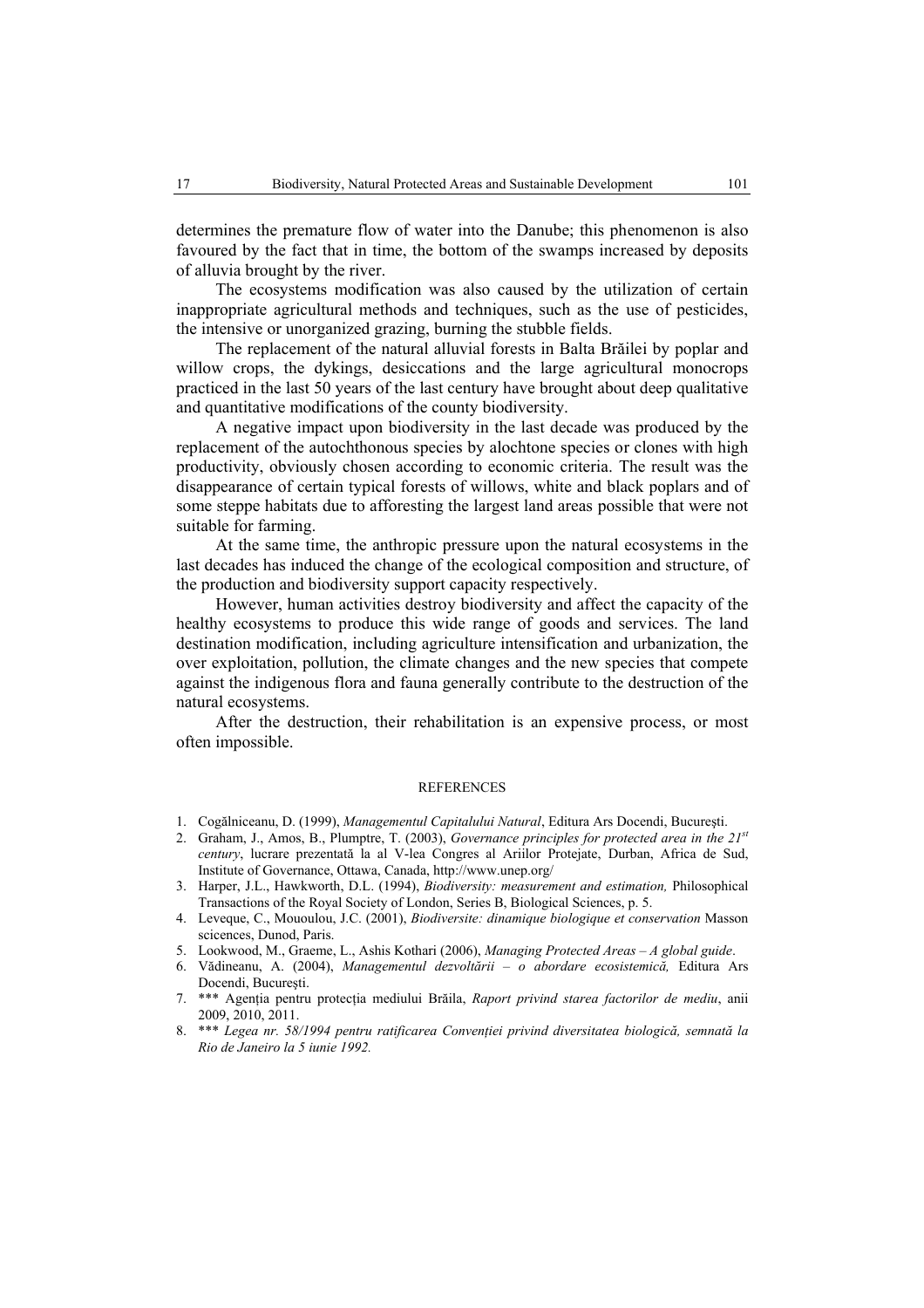determines the premature flow of water into the Danube; this phenomenon is also favoured by the fact that in time, the bottom of the swamps increased by deposits of alluvia brought by the river.

The ecosystems modification was also caused by the utilization of certain inappropriate agricultural methods and techniques, such as the use of pesticides, the intensive or unorganized grazing, burning the stubble fields.

The replacement of the natural alluvial forests in Balta Brăilei by poplar and willow crops, the dykings, desiccations and the large agricultural monocrops practiced in the last 50 years of the last century have brought about deep qualitative and quantitative modifications of the county biodiversity.

A negative impact upon biodiversity in the last decade was produced by the replacement of the autochthonous species by alochtone species or clones with high productivity, obviously chosen according to economic criteria. The result was the disappearance of certain typical forests of willows, white and black poplars and of some steppe habitats due to afforesting the largest land areas possible that were not suitable for farming.

At the same time, the anthropic pressure upon the natural ecosystems in the last decades has induced the change of the ecological composition and structure, of the production and biodiversity support capacity respectively.

However, human activities destroy biodiversity and affect the capacity of the healthy ecosystems to produce this wide range of goods and services. The land destination modification, including agriculture intensification and urbanization, the over exploitation, pollution, the climate changes and the new species that compete against the indigenous flora and fauna generally contribute to the destruction of the natural ecosystems.

After the destruction, their rehabilitation is an expensive process, or most often impossible.

## REFERENCES

1. Cogălniceanu, D. (1999), *Managementul Capitalului Natural*, Editura Ars Docendi, București.
2. Graham, J., Amos, B., Plumptre, T. (2003), *Governance principles for protected area in the 21st century*, lucrare prezentată la al V-lea Congres al Ariilor Protejate, Durban, Africa de Sud, Institute of Governance, Ottawa, Canada, http://www.unep.org/
3. Harper, J.L., Hawkworth, D.L. (1994), *Biodiversity: measurement and estimation,* Philosophical Transactions of the Royal Society of London, Series B, Biological Sciences, p. 5.
4. Leveque, C., Mououlou, J.C. (2001), *Biodiversite: dinamique biologique et conservation* Masson scicences, Dunod, Paris.
5. Lookwood, M., Graeme, L., Ashis Kothari (2006), *Managing Protected Areas – A global guide*.
6. Vădineanu, A. (2004), *Managementul dezvoltării – o abordare ecosistemică,* Editura Ars Docendi, București.
7. \*\*\* Agenția pentru protecția mediului Brăila, *Raport privind starea factorilor de mediu*, anii 2009, 2010, 2011.
8. \*\*\* *Legea nr. 58/1994 pentru ratificarea Convenției privind diversitatea biologică, semnată la Rio de Janeiro la 5 iunie 1992.*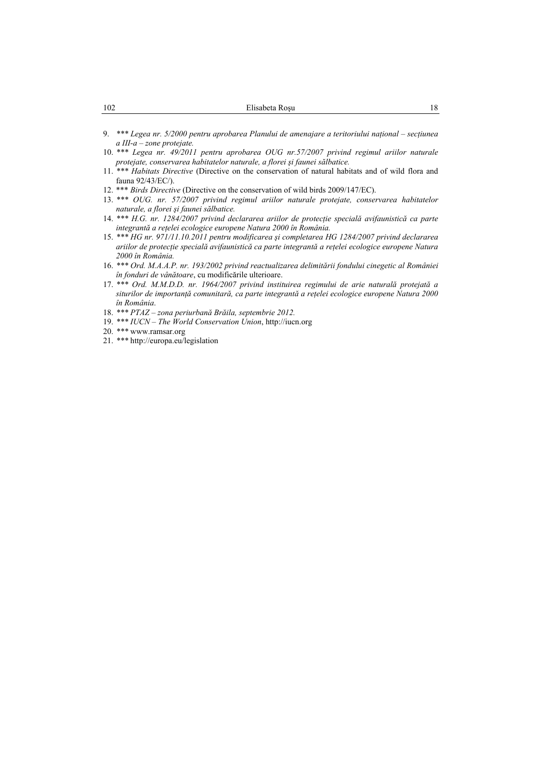9. *\*\*\* Legea nr. 5/2000 pentru aprobarea Planului de amenajare a teritoriului național – secțiunea a III-a – zone protejate.*
10. *\*\*\* Legea nr. 49/2011 pentru aprobarea OUG nr.57/2007 privind regimul ariilor naturale protejate, conservarea habitatelor naturale, a florei şi faunei sălbatice.*
11. \*\*\* *Habitats Directive* (Directive on the conservation of natural habitats and of wild flora and fauna 92/43/EC/).
12. \*\*\* *Birds Directive* (Directive on the conservation of wild birds 2009/147/EC).
13. *\*\*\* OUG. nr. 57/2007 privind regimul ariilor naturale protejate, conservarea habitatelor naturale, a florei şi faunei sălbatice.*
14. *\*\*\* H.G. nr. 1284/2007 privind declararea ariilor de protecție specială avifaunistică ca parte integrantă a rețelei ecologice europene Natura 2000 în România.*
15. *\*\*\* HG nr. 971/11.10.2011 pentru modificarea şi completarea HG 1284/2007 privind declararea ariilor de protecție specială avifaunistică ca parte integrantă a rețelei ecologice europene Natura 2000 în România.*
16. \*\*\* *Ord. M.A.A.P. nr. 193/2002 privind reactualizarea delimitării fondului cinegetic al României în fonduri de vânătoare*, cu modificările ulterioare.
17. \*\*\* *Ord. M.M.D.D. nr. 1964/2007 privind instituirea regimului de arie naturală protejată a siturilor de importanță comunitară, ca parte integrantă a rețelei ecologice europene Natura 2000 în România*.
18. *\*\*\* PTAZ – zona periurbană Brăila, septembrie 2012.*
19. \*\*\* *IUCN – The World Conservation Union*, http://iucn.org
20. \*\*\* www.ramsar.org
21. \*\*\* http://europa.eu/legislation